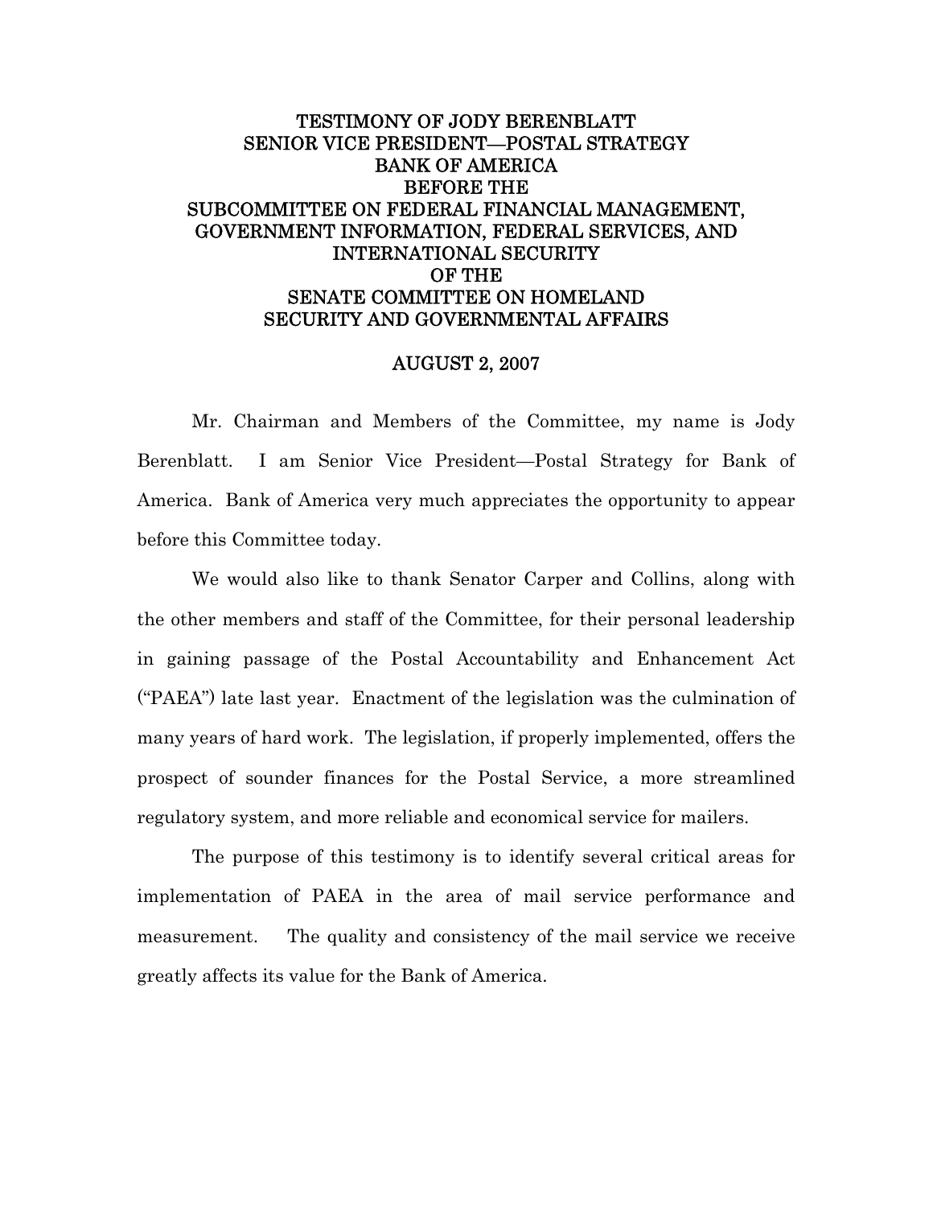# TESTIMONY OF JODY BERENBLATT
# SENIOR VICE PRESIDENT—POSTAL STRATEGY
# BANK OF AMERICA
# BEFORE THE
# SUBCOMMITTEE ON FEDERAL FINANCIAL MANAGEMENT, GOVERNMENT INFORMATION, FEDERAL SERVICES, AND INTERNATIONAL SECURITY
# OF THE
# SENATE COMMITTEE ON HOMELAND SECURITY AND GOVERNMENTAL AFFAIRS

**AUGUST 2, 2007**

Mr. Chairman and Members of the Committee, my name is Jody Berenblatt. I am Senior Vice President—Postal Strategy for Bank of America. Bank of America very much appreciates the opportunity to appear before this Committee today.

We would also like to thank Senator Carper and Collins, along with the other members and staff of the Committee, for their personal leadership in gaining passage of the Postal Accountability and Enhancement Act ("PAEA") late last year. Enactment of the legislation was the culmination of many years of hard work. The legislation, if properly implemented, offers the prospect of sounder finances for the Postal Service, a more streamlined regulatory system, and more reliable and economical service for mailers.

The purpose of this testimony is to identify several critical areas for implementation of PAEA in the area of mail service performance and measurement. The quality and consistency of the mail service we receive greatly affects its value for the Bank of America.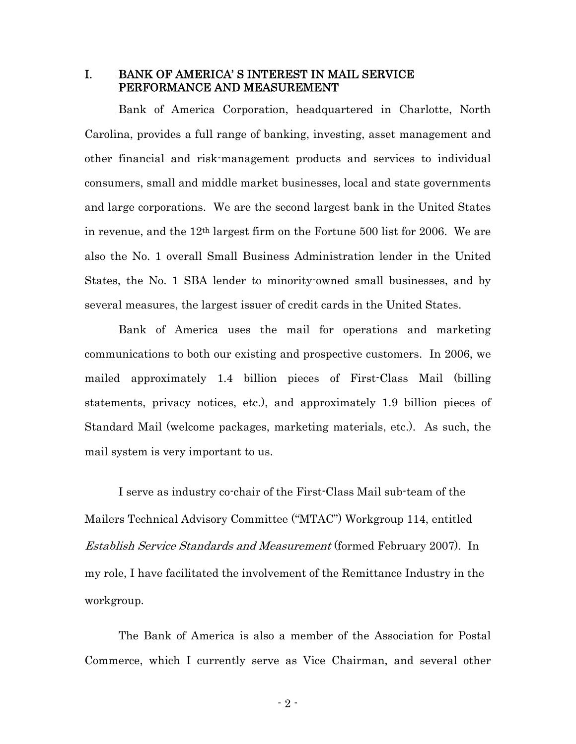## I. BANK OF AMERICA' S INTEREST IN MAIL SERVICE PERFORMANCE AND MEASUREMENT

Bank of America Corporation, headquartered in Charlotte, North Carolina, provides a full range of banking, investing, asset management and other financial and risk-management products and services to individual consumers, small and middle market businesses, local and state governments and large corporations. We are the second largest bank in the United States in revenue, and the 12th largest firm on the Fortune 500 list for 2006. We are also the No. 1 overall Small Business Administration lender in the United States, the No. 1 SBA lender to minority-owned small businesses, and by several measures, the largest issuer of credit cards in the United States.

Bank of America uses the mail for operations and marketing communications to both our existing and prospective customers. In 2006, we mailed approximately 1.4 billion pieces of First-Class Mail (billing statements, privacy notices, etc.), and approximately 1.9 billion pieces of Standard Mail (welcome packages, marketing materials, etc.). As such, the mail system is very important to us.

I serve as industry co-chair of the First-Class Mail sub-team of the Mailers Technical Advisory Committee ("MTAC") Workgroup 114, entitled *Establish Service Standards and Measurement* (formed February 2007). In my role, I have facilitated the involvement of the Remittance Industry in the workgroup.

The Bank of America is also a member of the Association for Postal Commerce, which I currently serve as Vice Chairman, and several other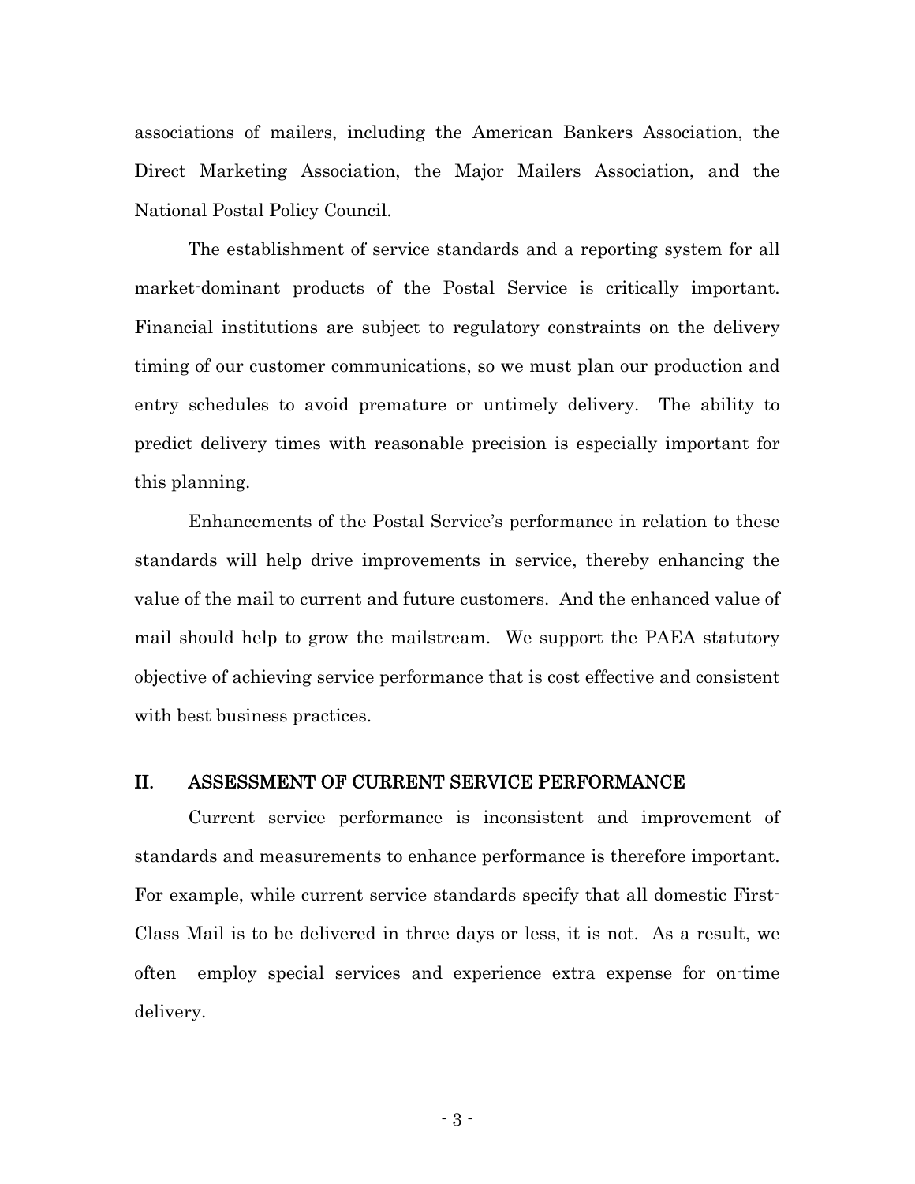associations of mailers, including the American Bankers Association, the Direct Marketing Association, the Major Mailers Association, and the National Postal Policy Council.

The establishment of service standards and a reporting system for all market-dominant products of the Postal Service is critically important. Financial institutions are subject to regulatory constraints on the delivery timing of our customer communications, so we must plan our production and entry schedules to avoid premature or untimely delivery. The ability to predict delivery times with reasonable precision is especially important for this planning.

Enhancements of the Postal Service's performance in relation to these standards will help drive improvements in service, thereby enhancing the value of the mail to current and future customers. And the enhanced value of mail should help to grow the mailstream. We support the PAEA statutory objective of achieving service performance that is cost effective and consistent with best business practices.

## II. ASSESSMENT OF CURRENT SERVICE PERFORMANCE

Current service performance is inconsistent and improvement of standards and measurements to enhance performance is therefore important. For example, while current service standards specify that all domestic First-Class Mail is to be delivered in three days or less, it is not. As a result, we often employ special services and experience extra expense for on-time delivery.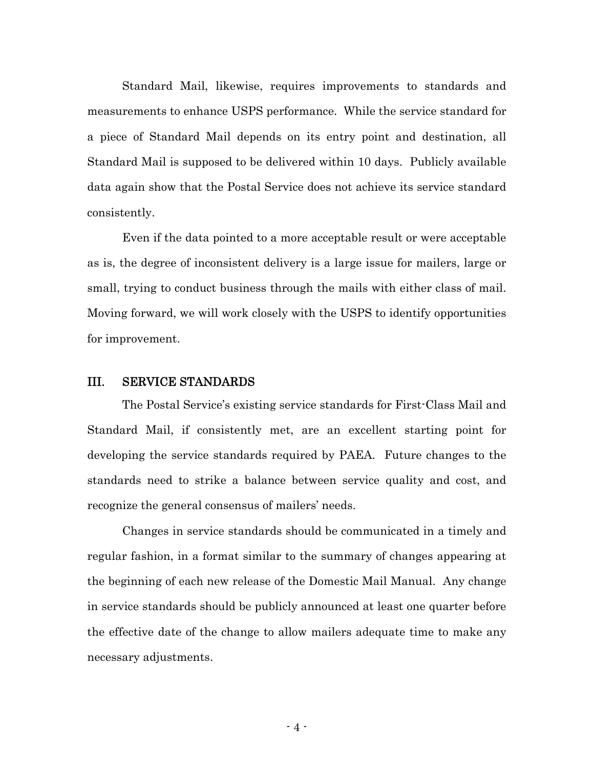Standard Mail, likewise, requires improvements to standards and measurements to enhance USPS performance. While the service standard for a piece of Standard Mail depends on its entry point and destination, all Standard Mail is supposed to be delivered within 10 days. Publicly available data again show that the Postal Service does not achieve its service standard consistently.

Even if the data pointed to a more acceptable result or were acceptable as is, the degree of inconsistent delivery is a large issue for mailers, large or small, trying to conduct business through the mails with either class of mail. Moving forward, we will work closely with the USPS to identify opportunities for improvement.

## III. SERVICE STANDARDS

The Postal Service's existing service standards for First-Class Mail and Standard Mail, if consistently met, are an excellent starting point for developing the service standards required by PAEA. Future changes to the standards need to strike a balance between service quality and cost, and recognize the general consensus of mailers' needs.

Changes in service standards should be communicated in a timely and regular fashion, in a format similar to the summary of changes appearing at the beginning of each new release of the Domestic Mail Manual. Any change in service standards should be publicly announced at least one quarter before the effective date of the change to allow mailers adequate time to make any necessary adjustments.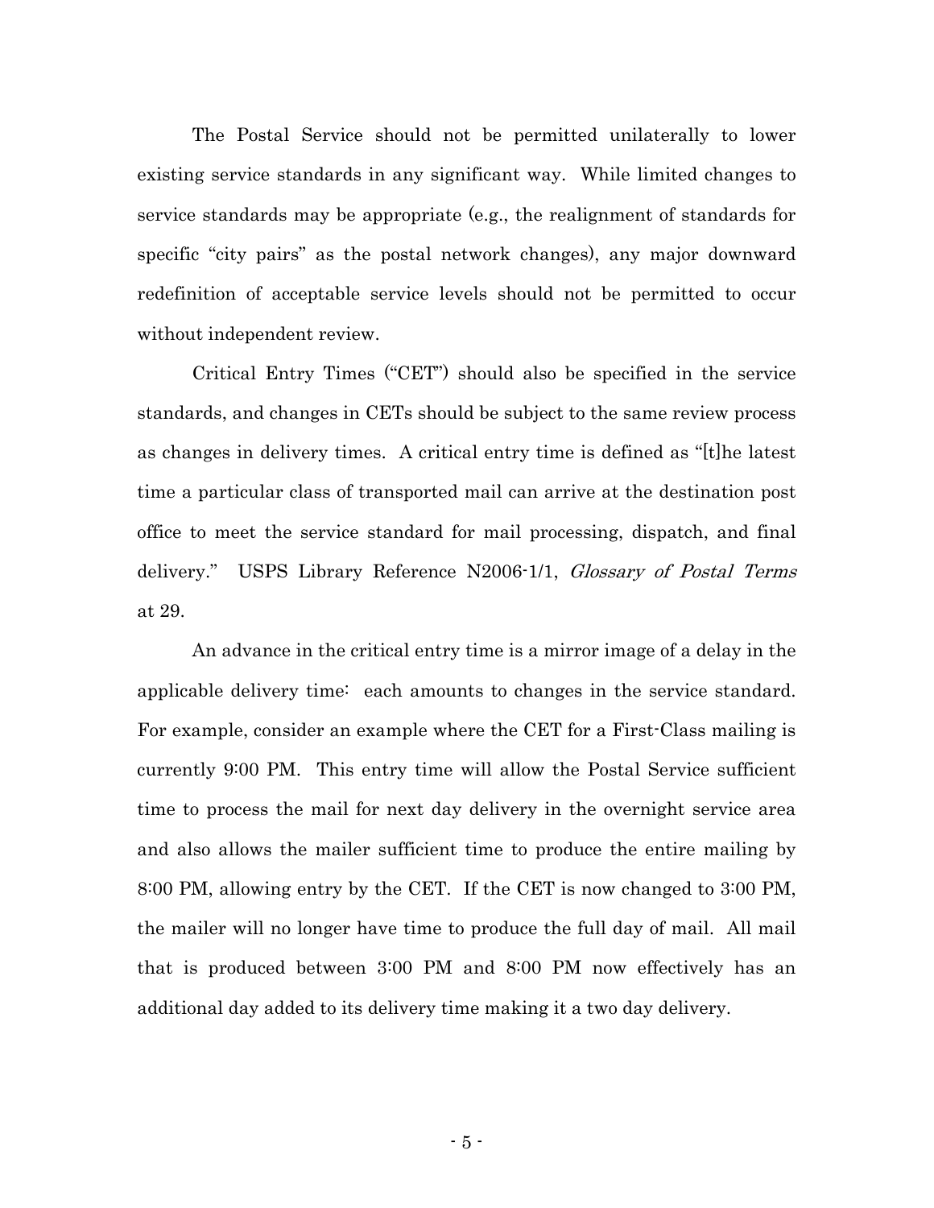The Postal Service should not be permitted unilaterally to lower existing service standards in any significant way. While limited changes to service standards may be appropriate (e.g., the realignment of standards for specific "city pairs" as the postal network changes), any major downward redefinition of acceptable service levels should not be permitted to occur without independent review.

Critical Entry Times ("CET") should also be specified in the service standards, and changes in CETs should be subject to the same review process as changes in delivery times. A critical entry time is defined as "[t]he latest time a particular class of transported mail can arrive at the destination post office to meet the service standard for mail processing, dispatch, and final delivery." USPS Library Reference N2006-1/1, *Glossary of Postal Terms* at 29.

An advance in the critical entry time is a mirror image of a delay in the applicable delivery time: each amounts to changes in the service standard. For example, consider an example where the CET for a First-Class mailing is currently 9:00 PM. This entry time will allow the Postal Service sufficient time to process the mail for next day delivery in the overnight service area and also allows the mailer sufficient time to produce the entire mailing by 8:00 PM, allowing entry by the CET. If the CET is now changed to 3:00 PM, the mailer will no longer have time to produce the full day of mail. All mail that is produced between 3:00 PM and 8:00 PM now effectively has an additional day added to its delivery time making it a two day delivery.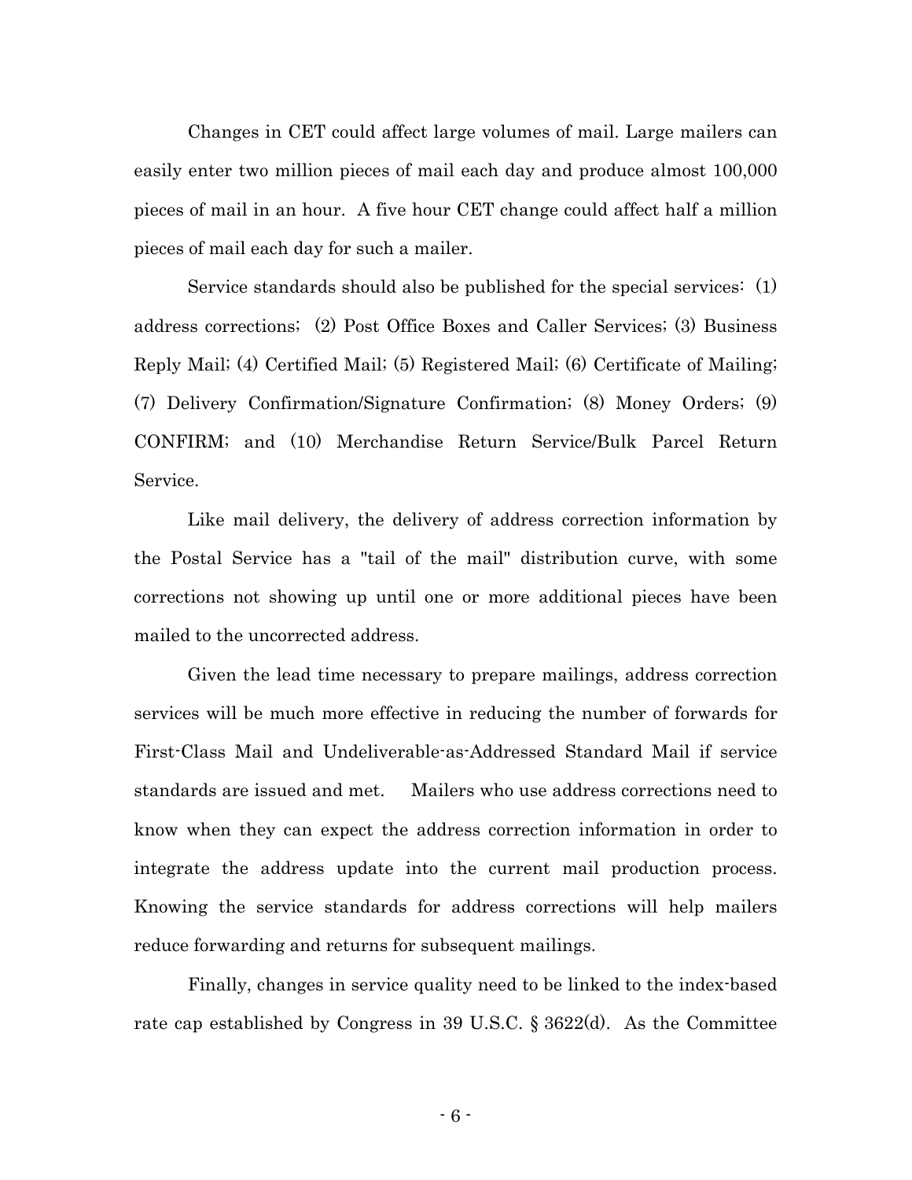Changes in CET could affect large volumes of mail. Large mailers can easily enter two million pieces of mail each day and produce almost 100,000 pieces of mail in an hour. A five hour CET change could affect half a million pieces of mail each day for such a mailer.

Service standards should also be published for the special services: (1) address corrections; (2) Post Office Boxes and Caller Services; (3) Business Reply Mail; (4) Certified Mail; (5) Registered Mail; (6) Certificate of Mailing; (7) Delivery Confirmation/Signature Confirmation; (8) Money Orders; (9) CONFIRM; and (10) Merchandise Return Service/Bulk Parcel Return Service.

Like mail delivery, the delivery of address correction information by the Postal Service has a "tail of the mail" distribution curve, with some corrections not showing up until one or more additional pieces have been mailed to the uncorrected address.

Given the lead time necessary to prepare mailings, address correction services will be much more effective in reducing the number of forwards for First-Class Mail and Undeliverable-as-Addressed Standard Mail if service standards are issued and met. Mailers who use address corrections need to know when they can expect the address correction information in order to integrate the address update into the current mail production process. Knowing the service standards for address corrections will help mailers reduce forwarding and returns for subsequent mailings.

Finally, changes in service quality need to be linked to the index-based rate cap established by Congress in 39 U.S.C. § 3622(d). As the Committee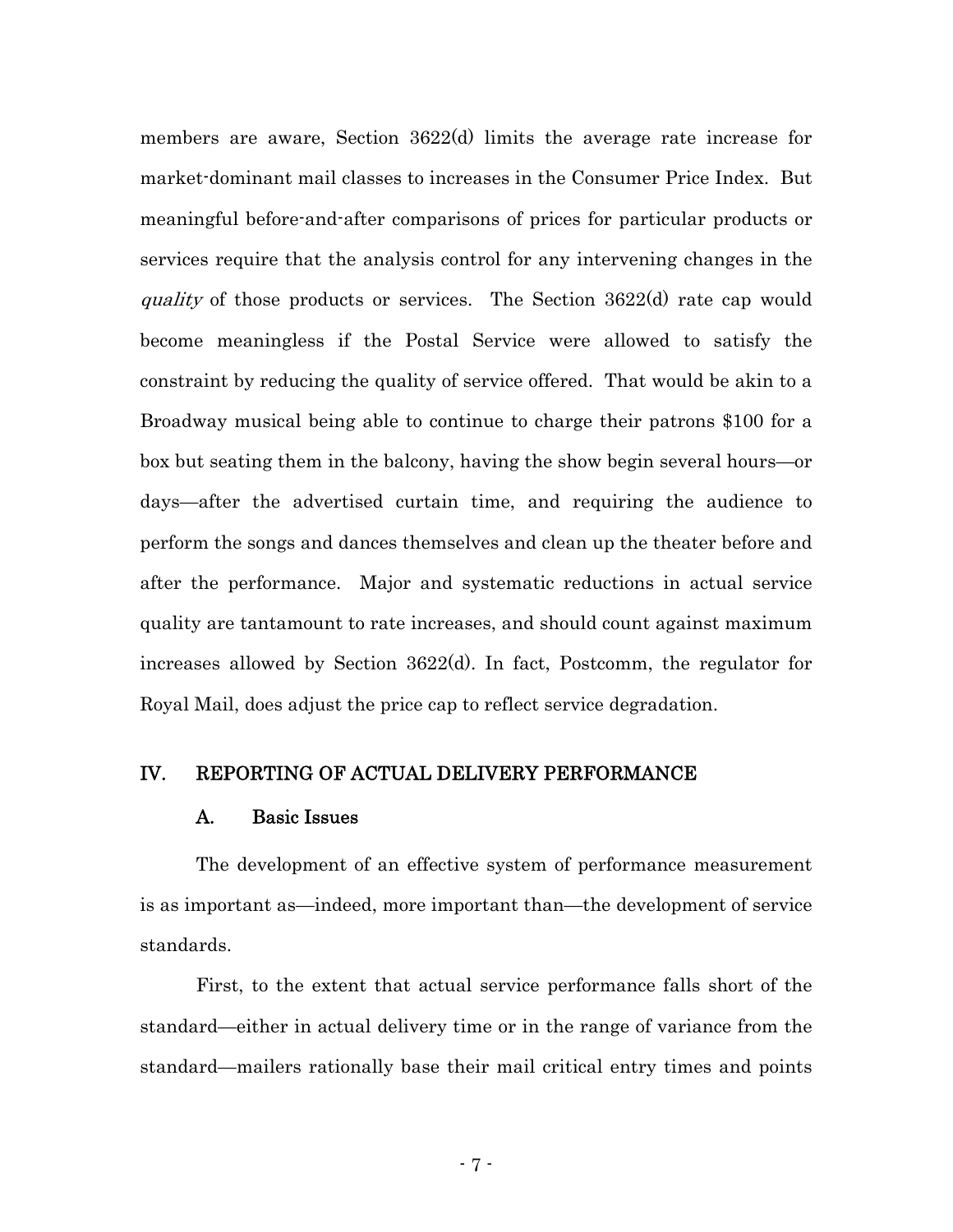members are aware, Section 3622(d) limits the average rate increase for market-dominant mail classes to increases in the Consumer Price Index. But meaningful before-and-after comparisons of prices for particular products or services require that the analysis control for any intervening changes in the *quality* of those products or services. The Section 3622(d) rate cap would become meaningless if the Postal Service were allowed to satisfy the constraint by reducing the quality of service offered. That would be akin to a Broadway musical being able to continue to charge their patrons $100 for a box but seating them in the balcony, having the show begin several hours—or days—after the advertised curtain time, and requiring the audience to perform the songs and dances themselves and clean up the theater before and after the performance. Major and systematic reductions in actual service quality are tantamount to rate increases, and should count against maximum increases allowed by Section 3622(d). In fact, Postcomm, the regulator for Royal Mail, does adjust the price cap to reflect service degradation.

## IV. REPORTING OF ACTUAL DELIVERY PERFORMANCE

### A. Basic Issues

The development of an effective system of performance measurement is as important as—indeed, more important than—the development of service standards.

First, to the extent that actual service performance falls short of the standard—either in actual delivery time or in the range of variance from the standard—mailers rationally base their mail critical entry times and points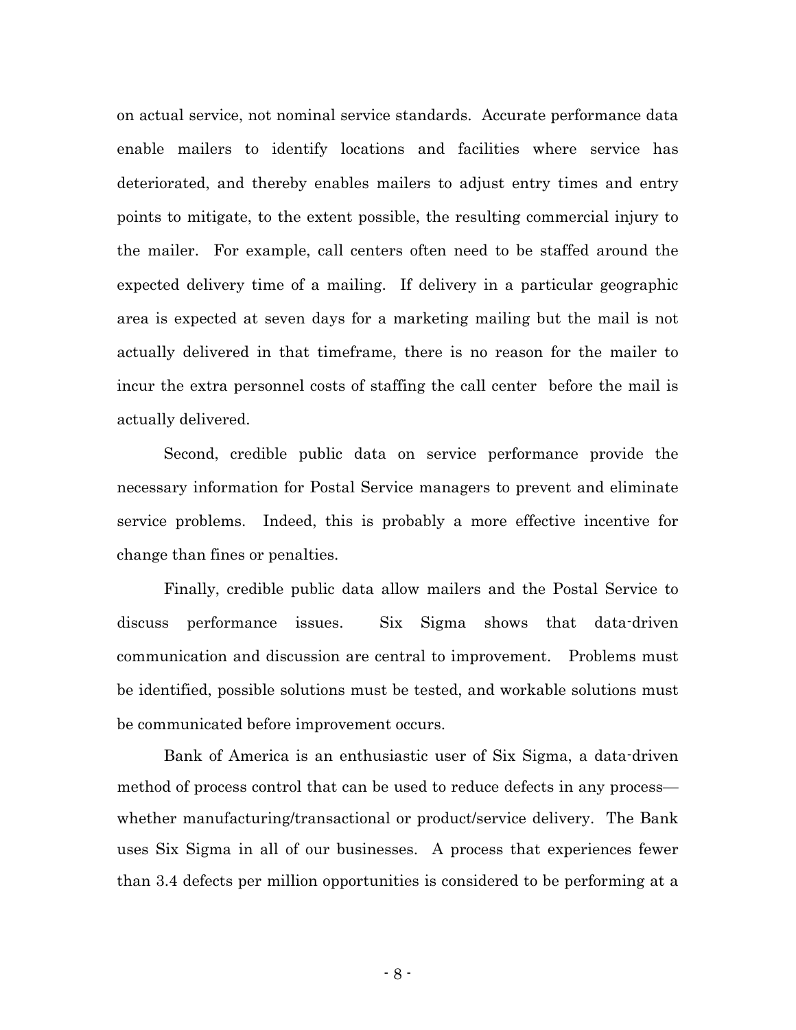on actual service, not nominal service standards. Accurate performance data enable mailers to identify locations and facilities where service has deteriorated, and thereby enables mailers to adjust entry times and entry points to mitigate, to the extent possible, the resulting commercial injury to the mailer. For example, call centers often need to be staffed around the expected delivery time of a mailing. If delivery in a particular geographic area is expected at seven days for a marketing mailing but the mail is not actually delivered in that timeframe, there is no reason for the mailer to incur the extra personnel costs of staffing the call center before the mail is actually delivered.

Second, credible public data on service performance provide the necessary information for Postal Service managers to prevent and eliminate service problems. Indeed, this is probably a more effective incentive for change than fines or penalties.

Finally, credible public data allow mailers and the Postal Service to discuss performance issues. Six Sigma shows that data-driven communication and discussion are central to improvement. Problems must be identified, possible solutions must be tested, and workable solutions must be communicated before improvement occurs.

Bank of America is an enthusiastic user of Six Sigma, a data-driven method of process control that can be used to reduce defects in any process—whether manufacturing/transactional or product/service delivery. The Bank uses Six Sigma in all of our businesses. A process that experiences fewer than 3.4 defects per million opportunities is considered to be performing at a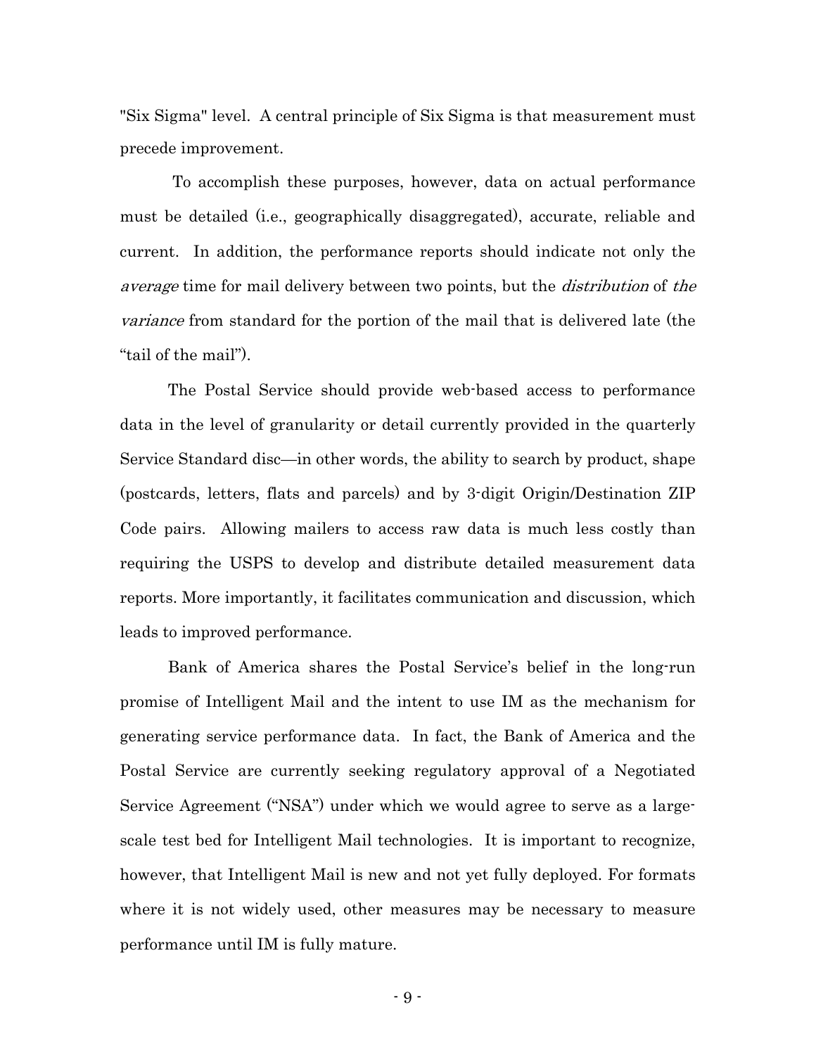"Six Sigma" level. A central principle of Six Sigma is that measurement must precede improvement.

To accomplish these purposes, however, data on actual performance must be detailed (i.e., geographically disaggregated), accurate, reliable and current. In addition, the performance reports should indicate not only the *average* time for mail delivery between two points, but the *distribution* of *the variance* from standard for the portion of the mail that is delivered late (the "tail of the mail").

The Postal Service should provide web-based access to performance data in the level of granularity or detail currently provided in the quarterly Service Standard disc—in other words, the ability to search by product, shape (postcards, letters, flats and parcels) and by 3-digit Origin/Destination ZIP Code pairs. Allowing mailers to access raw data is much less costly than requiring the USPS to develop and distribute detailed measurement data reports. More importantly, it facilitates communication and discussion, which leads to improved performance.

Bank of America shares the Postal Service's belief in the long-run promise of Intelligent Mail and the intent to use IM as the mechanism for generating service performance data. In fact, the Bank of America and the Postal Service are currently seeking regulatory approval of a Negotiated Service Agreement ("NSA") under which we would agree to serve as a large-scale test bed for Intelligent Mail technologies. It is important to recognize, however, that Intelligent Mail is new and not yet fully deployed. For formats where it is not widely used, other measures may be necessary to measure performance until IM is fully mature.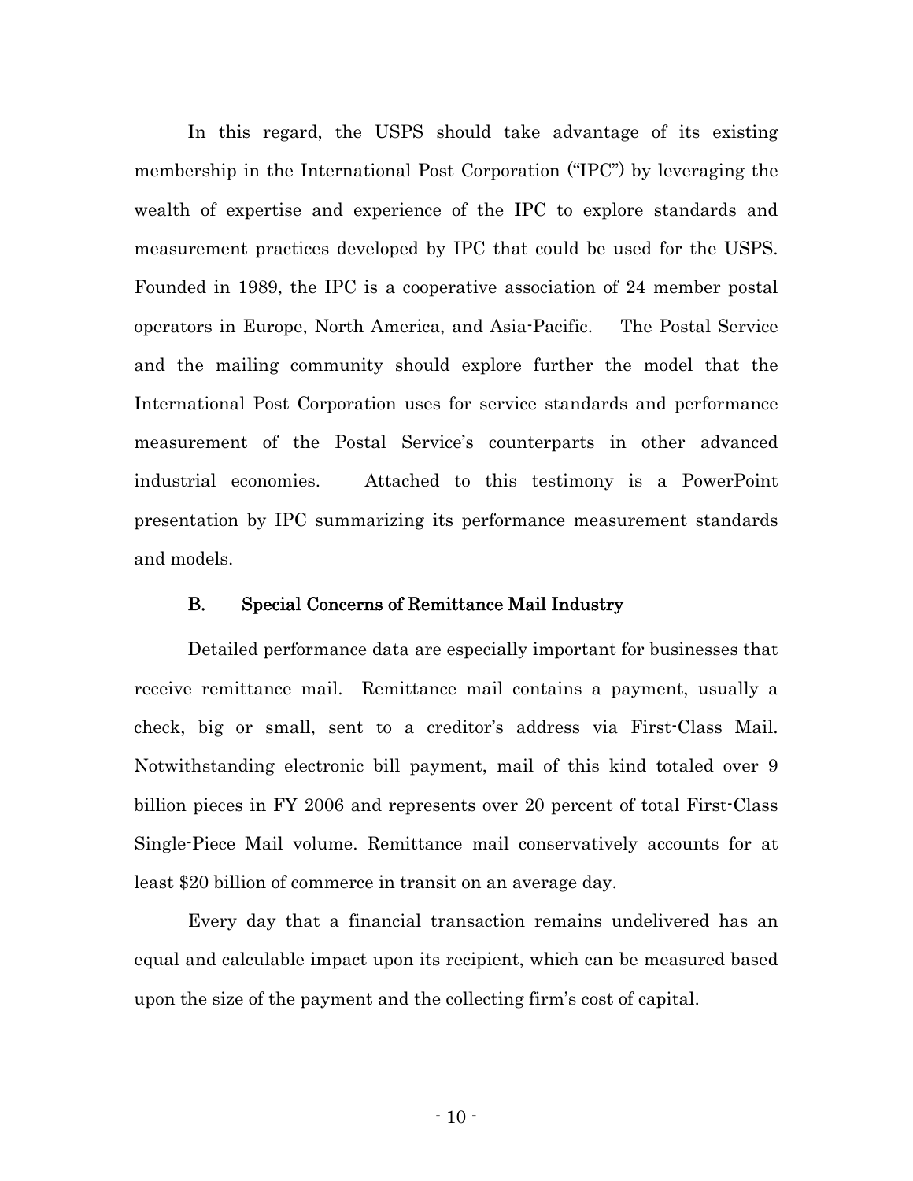In this regard, the USPS should take advantage of its existing membership in the International Post Corporation ("IPC") by leveraging the wealth of expertise and experience of the IPC to explore standards and measurement practices developed by IPC that could be used for the USPS. Founded in 1989, the IPC is a cooperative association of 24 member postal operators in Europe, North America, and Asia-Pacific. The Postal Service and the mailing community should explore further the model that the International Post Corporation uses for service standards and performance measurement of the Postal Service's counterparts in other advanced industrial economies. Attached to this testimony is a PowerPoint presentation by IPC summarizing its performance measurement standards and models.

### B. Special Concerns of Remittance Mail Industry

Detailed performance data are especially important for businesses that receive remittance mail. Remittance mail contains a payment, usually a check, big or small, sent to a creditor's address via First-Class Mail. Notwithstanding electronic bill payment, mail of this kind totaled over 9 billion pieces in FY 2006 and represents over 20 percent of total First-Class Single-Piece Mail volume. Remittance mail conservatively accounts for at least $20 billion of commerce in transit on an average day.

Every day that a financial transaction remains undelivered has an equal and calculable impact upon its recipient, which can be measured based upon the size of the payment and the collecting firm's cost of capital.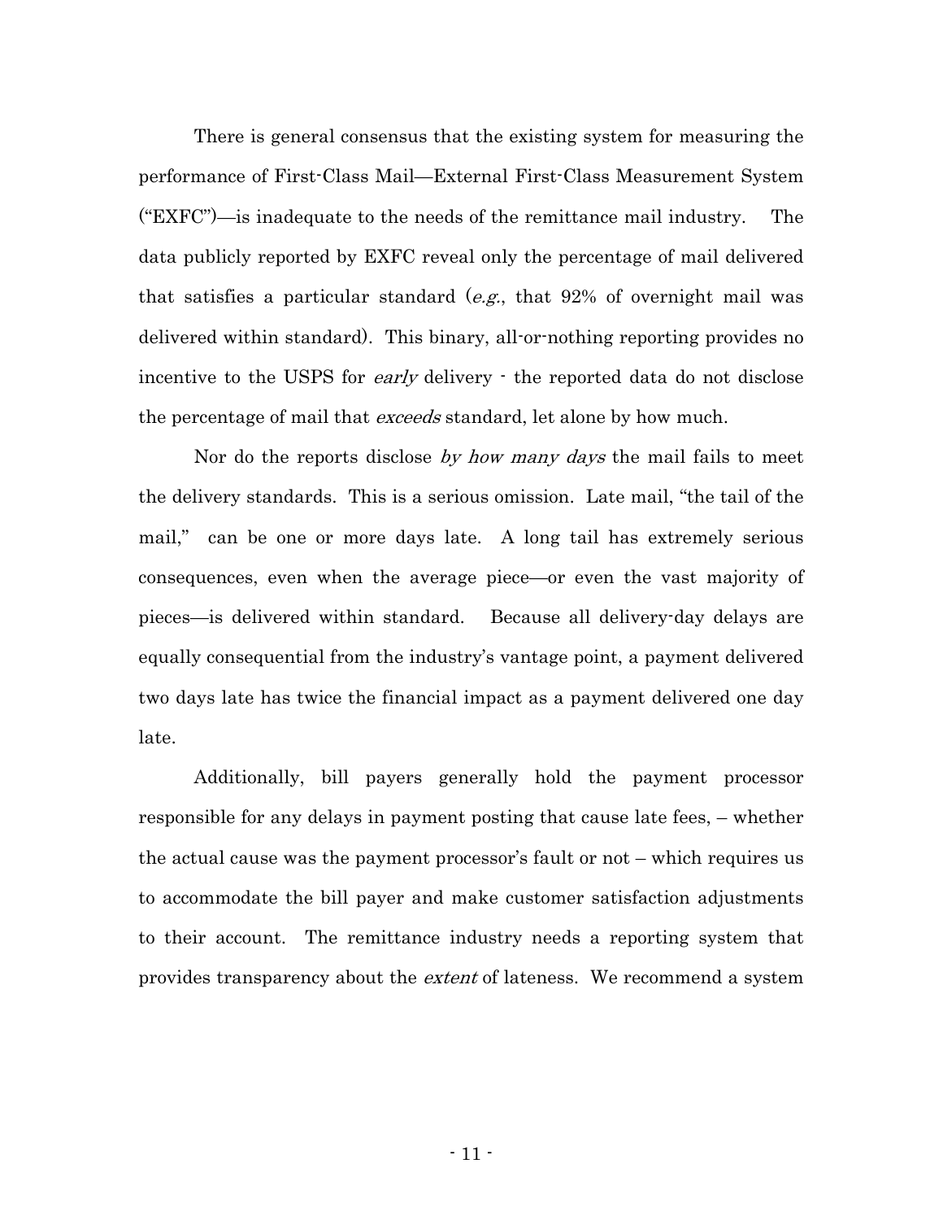There is general consensus that the existing system for measuring the performance of First-Class Mail—External First-Class Measurement System ("EXFC")—is inadequate to the needs of the remittance mail industry. The data publicly reported by EXFC reveal only the percentage of mail delivered that satisfies a particular standard (*e.g.*, that 92% of overnight mail was delivered within standard). This binary, all-or-nothing reporting provides no incentive to the USPS for *early* delivery - the reported data do not disclose the percentage of mail that *exceeds* standard, let alone by how much.

Nor do the reports disclose *by how many days* the mail fails to meet the delivery standards. This is a serious omission. Late mail, "the tail of the mail," can be one or more days late. A long tail has extremely serious consequences, even when the average piece—or even the vast majority of pieces—is delivered within standard. Because all delivery-day delays are equally consequential from the industry's vantage point, a payment delivered two days late has twice the financial impact as a payment delivered one day late.

Additionally, bill payers generally hold the payment processor responsible for any delays in payment posting that cause late fees, – whether the actual cause was the payment processor's fault or not – which requires us to accommodate the bill payer and make customer satisfaction adjustments to their account. The remittance industry needs a reporting system that provides transparency about the *extent* of lateness. We recommend a system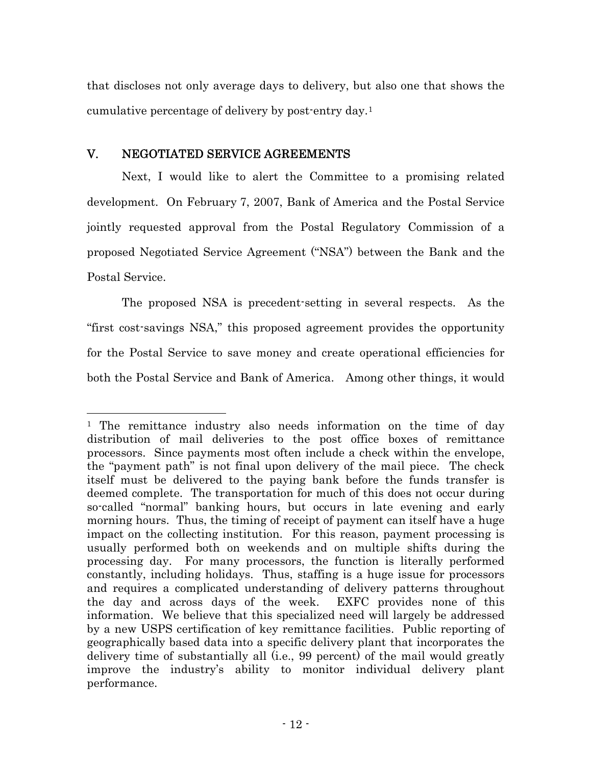that discloses not only average days to delivery, but also one that shows the cumulative percentage of delivery by post-entry day.[1]

## V. NEGOTIATED SERVICE AGREEMENTS

Next, I would like to alert the Committee to a promising related development. On February 7, 2007, Bank of America and the Postal Service jointly requested approval from the Postal Regulatory Commission of a proposed Negotiated Service Agreement ("NSA") between the Bank and the Postal Service.

The proposed NSA is precedent-setting in several respects. As the "first cost-savings NSA," this proposed agreement provides the opportunity for the Postal Service to save money and create operational efficiencies for both the Postal Service and Bank of America. Among other things, it would

---

[1] The remittance industry also needs information on the time of day distribution of mail deliveries to the post office boxes of remittance processors. Since payments most often include a check within the envelope, the "payment path" is not final upon delivery of the mail piece. The check itself must be delivered to the paying bank before the funds transfer is deemed complete. The transportation for much of this does not occur during so-called "normal" banking hours, but occurs in late evening and early morning hours. Thus, the timing of receipt of payment can itself have a huge impact on the collecting institution. For this reason, payment processing is usually performed both on weekends and on multiple shifts during the processing day. For many processors, the function is literally performed constantly, including holidays. Thus, staffing is a huge issue for processors and requires a complicated understanding of delivery patterns throughout the day and across days of the week. EXFC provides none of this information. We believe that this specialized need will largely be addressed by a new USPS certification of key remittance facilities. Public reporting of geographically based data into a specific delivery plant that incorporates the delivery time of substantially all (i.e., 99 percent) of the mail would greatly improve the industry's ability to monitor individual delivery plant performance.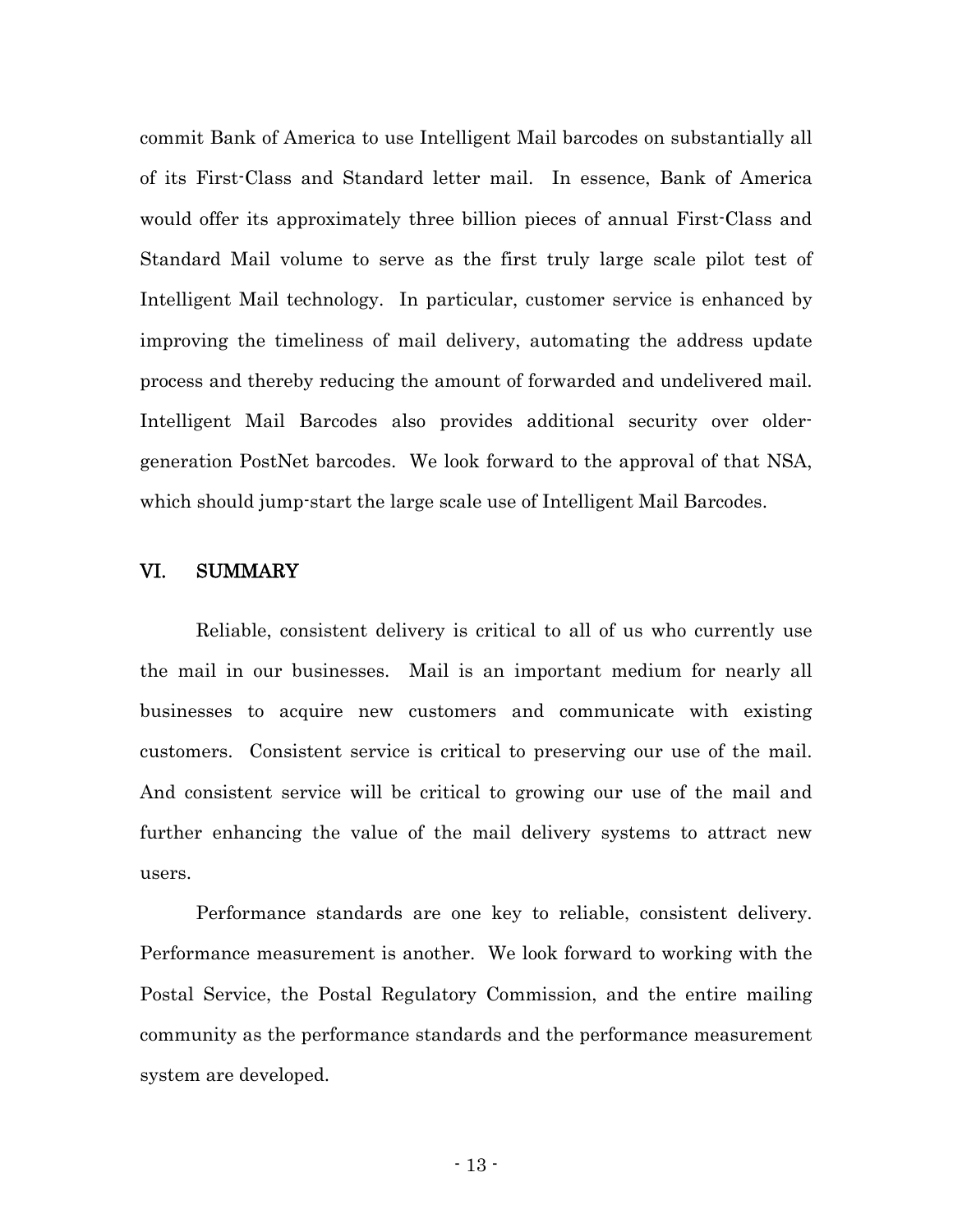commit Bank of America to use Intelligent Mail barcodes on substantially all of its First-Class and Standard letter mail. In essence, Bank of America would offer its approximately three billion pieces of annual First-Class and Standard Mail volume to serve as the first truly large scale pilot test of Intelligent Mail technology. In particular, customer service is enhanced by improving the timeliness of mail delivery, automating the address update process and thereby reducing the amount of forwarded and undelivered mail. Intelligent Mail Barcodes also provides additional security over older-generation PostNet barcodes. We look forward to the approval of that NSA, which should jump-start the large scale use of Intelligent Mail Barcodes.

## VI. SUMMARY

Reliable, consistent delivery is critical to all of us who currently use the mail in our businesses. Mail is an important medium for nearly all businesses to acquire new customers and communicate with existing customers. Consistent service is critical to preserving our use of the mail. And consistent service will be critical to growing our use of the mail and further enhancing the value of the mail delivery systems to attract new users.

Performance standards are one key to reliable, consistent delivery. Performance measurement is another. We look forward to working with the Postal Service, the Postal Regulatory Commission, and the entire mailing community as the performance standards and the performance measurement system are developed.